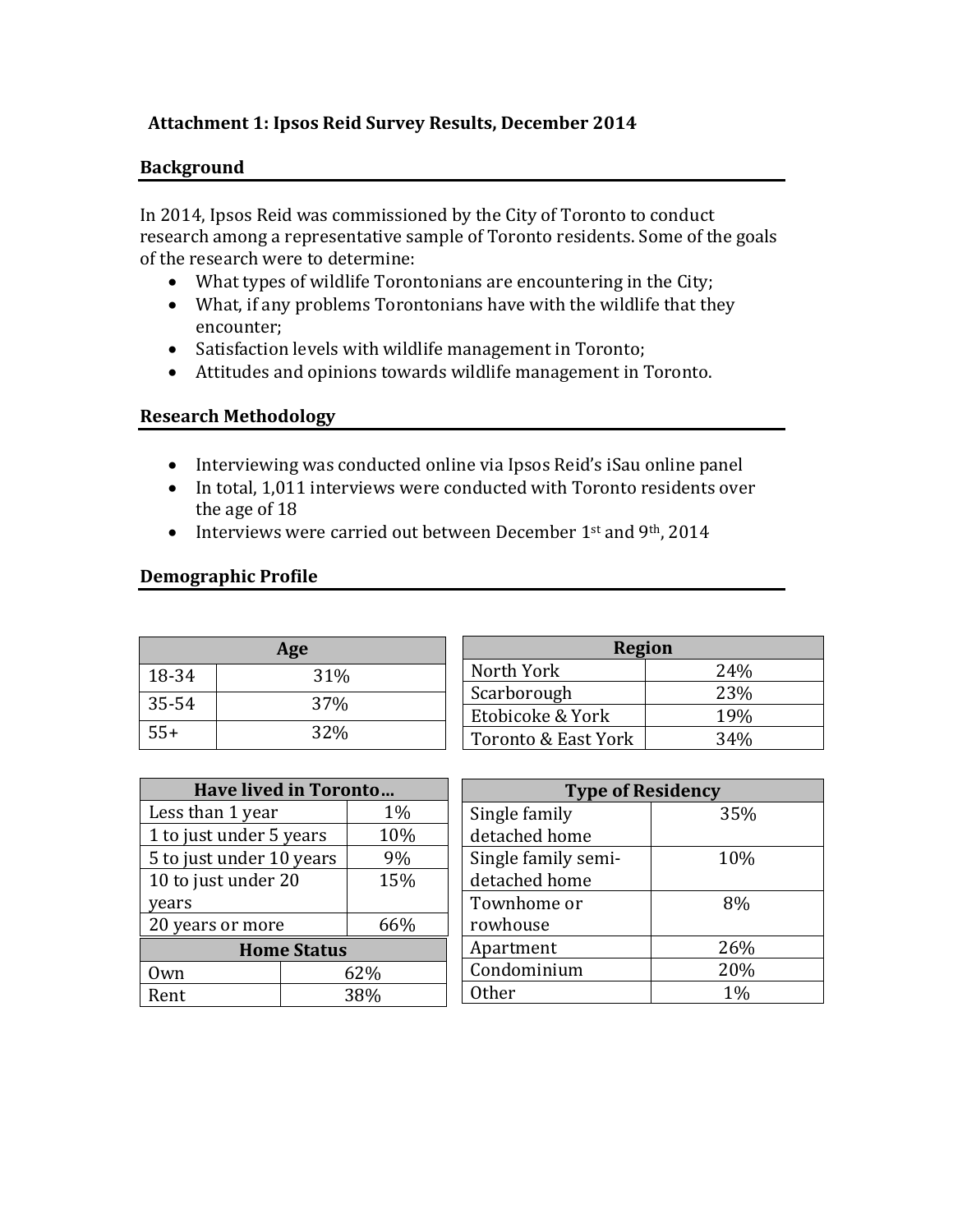## Attachment 1: Ipsos Reid Survey Results, December 2014

### Background

In 2014, Ipsos Reid was commissioned by the City of Toronto to conduct research among a representative sample of Toronto residents. Some of the goals of the research were to determine:

- What types of wildlife Torontonians are encountering in the City;
- What, if any problems Torontonians have with the wildlife that they encounter;
- Satisfaction levels with wildlife management in Toronto;
- Attitudes and opinions towards wildlife management in Toronto.

### Research Methodology

- Interviewing was conducted online via Ipsos Reid's iSau online panel
- In total, 1,011 interviews were conducted with Toronto residents over the age of 18
- Interviews were carried out between December 1st and 9th, 2014

### Demographic Profile

| Age | |
|---|---|
| 18-34 | 31% |
| 35-54 | 37% |
| 55+ | 32% |

| Region | |
|---|---|
| North York | 24% |
| Scarborough | 23% |
| Etobicoke & York | 19% |
| Toronto & East York | 34% |

| Have lived in Toronto… | |
|---|---|
| Less than 1 year | 1% |
| 1 to just under 5 years | 10% |
| 5 to just under 10 years | 9% |
| 10 to just under 20 years | 15% |
| 20 years or more | 66% |

| Home Status | |
|---|---|
| Own | 62% |
| Rent | 38% |

| Type of Residency | |
|---|---|
| Single family detached home | 35% |
| Single family semi-detached home | 10% |
| Townhome or rowhouse | 8% |
| Apartment | 26% |
| Condominium | 20% |
| Other | 1% |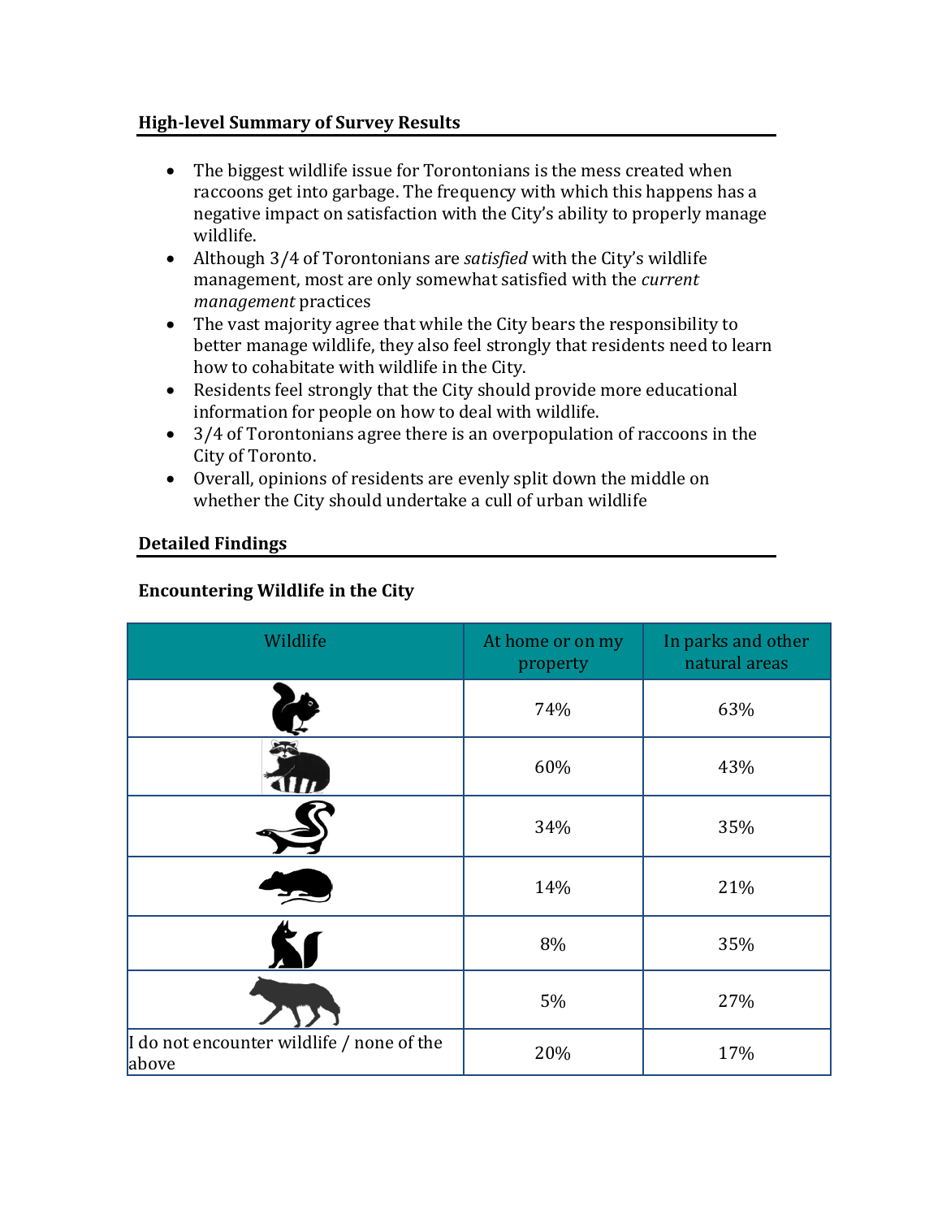## High-level Summary of Survey Results

- The biggest wildlife issue for Torontonians is the mess created when raccoons get into garbage. The frequency with which this happens has a negative impact on satisfaction with the City's ability to properly manage wildlife.
- Although 3/4 of Torontonians are *satisfied* with the City's wildlife management, most are only somewhat satisfied with the *current management* practices
- The vast majority agree that while the City bears the responsibility to better manage wildlife, they also feel strongly that residents need to learn how to cohabitate with wildlife in the City.
- Residents feel strongly that the City should provide more educational information for people on how to deal with wildlife.
- 3/4 of Torontonians agree there is an overpopulation of raccoons in the City of Toronto.
- Overall, opinions of residents are evenly split down the middle on whether the City should undertake a cull of urban wildlife

## Detailed Findings

### Encountering Wildlife in the City

| Wildlife | At home or on my property | In parks and other natural areas |
|---|---|---|
| | 74% | 63% |
| | 60% | 43% |
| | 34% | 35% |
| | 14% | 21% |
| | 8% | 35% |
| | 5% | 27% |
| I do not encounter wildlife / none of the above | 20% | 17% |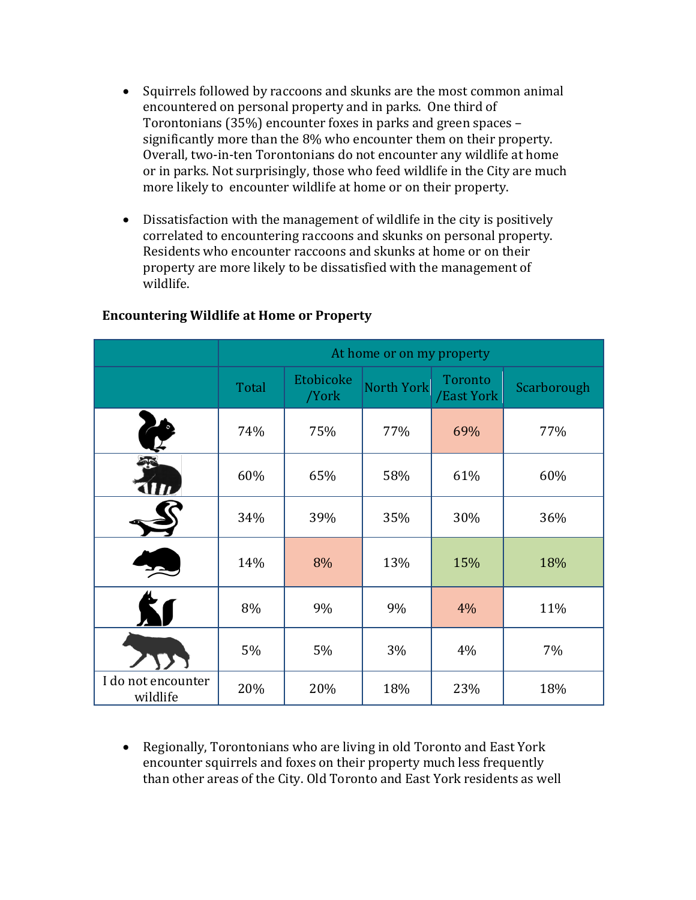- Squirrels followed by raccoons and skunks are the most common animal encountered on personal property and in parks. One third of Torontonians (35%) encounter foxes in parks and green spaces – significantly more than the 8% who encounter them on their property. Overall, two-in-ten Torontonians do not encounter any wildlife at home or in parks. Not surprisingly, those who feed wildlife in the City are much more likely to encounter wildlife at home or on their property.

- Dissatisfaction with the management of wildlife in the city is positively correlated to encountering raccoons and skunks on personal property. Residents who encounter raccoons and skunks at home or on their property are more likely to be dissatisfied with the management of wildlife.

**Encountering Wildlife at Home or Property**

| | At home or on my property | | | | |
|---|---|---|---|---|---|
| | Total | Etobicoke /York | North York | Toronto /East York | Scarborough |
| | 74% | 75% | 77% | 69% | 77% |
| | 60% | 65% | 58% | 61% | 60% |
| | 34% | 39% | 35% | 30% | 36% |
| | 14% | 8% | 13% | 15% | 18% |
| | 8% | 9% | 9% | 4% | 11% |
| | 5% | 5% | 3% | 4% | 7% |
| I do not encounter wildlife | 20% | 20% | 18% | 23% | 18% |

- Regionally, Torontonians who are living in old Toronto and East York encounter squirrels and foxes on their property much less frequently than other areas of the City. Old Toronto and East York residents as well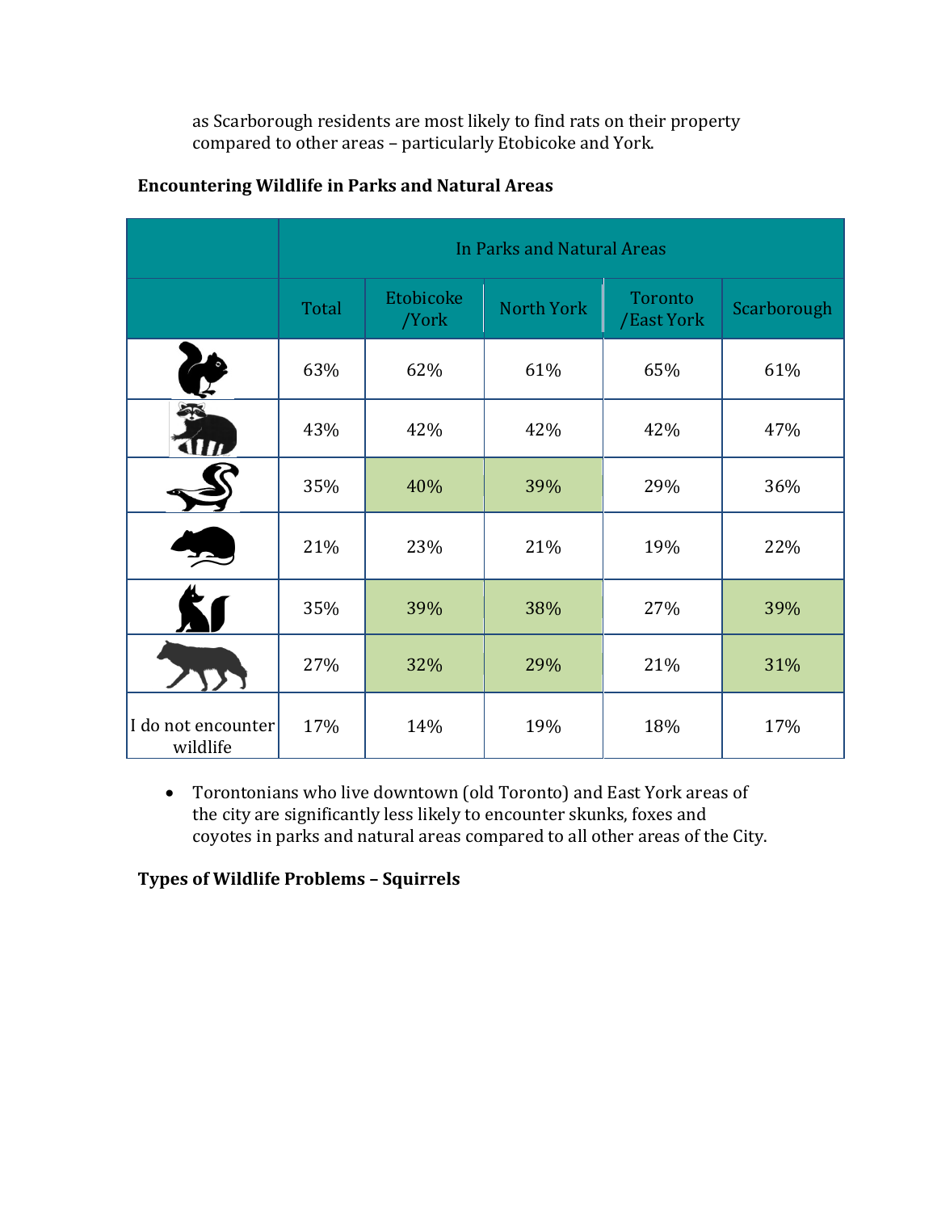as Scarborough residents are most likely to find rats on their property compared to other areas – particularly Etobicoke and York.

**Encountering Wildlife in Parks and Natural Areas**

| | In Parks and Natural Areas | | | | |
|---|---|---|---|---|---|
| | Total | Etobicoke /York | North York | Toronto /East York | Scarborough |
| | 63% | 62% | 61% | 65% | 61% |
| | 43% | 42% | 42% | 42% | 47% |
| | 35% | 40% | 39% | 29% | 36% |
| | 21% | 23% | 21% | 19% | 22% |
| | 35% | 39% | 38% | 27% | 39% |
| | 27% | 32% | 29% | 21% | 31% |
| I do not encounter wildlife | 17% | 14% | 19% | 18% | 17% |

- Torontonians who live downtown (old Toronto) and East York areas of the city are significantly less likely to encounter skunks, foxes and coyotes in parks and natural areas compared to all other areas of the City.

**Types of Wildlife Problems – Squirrels**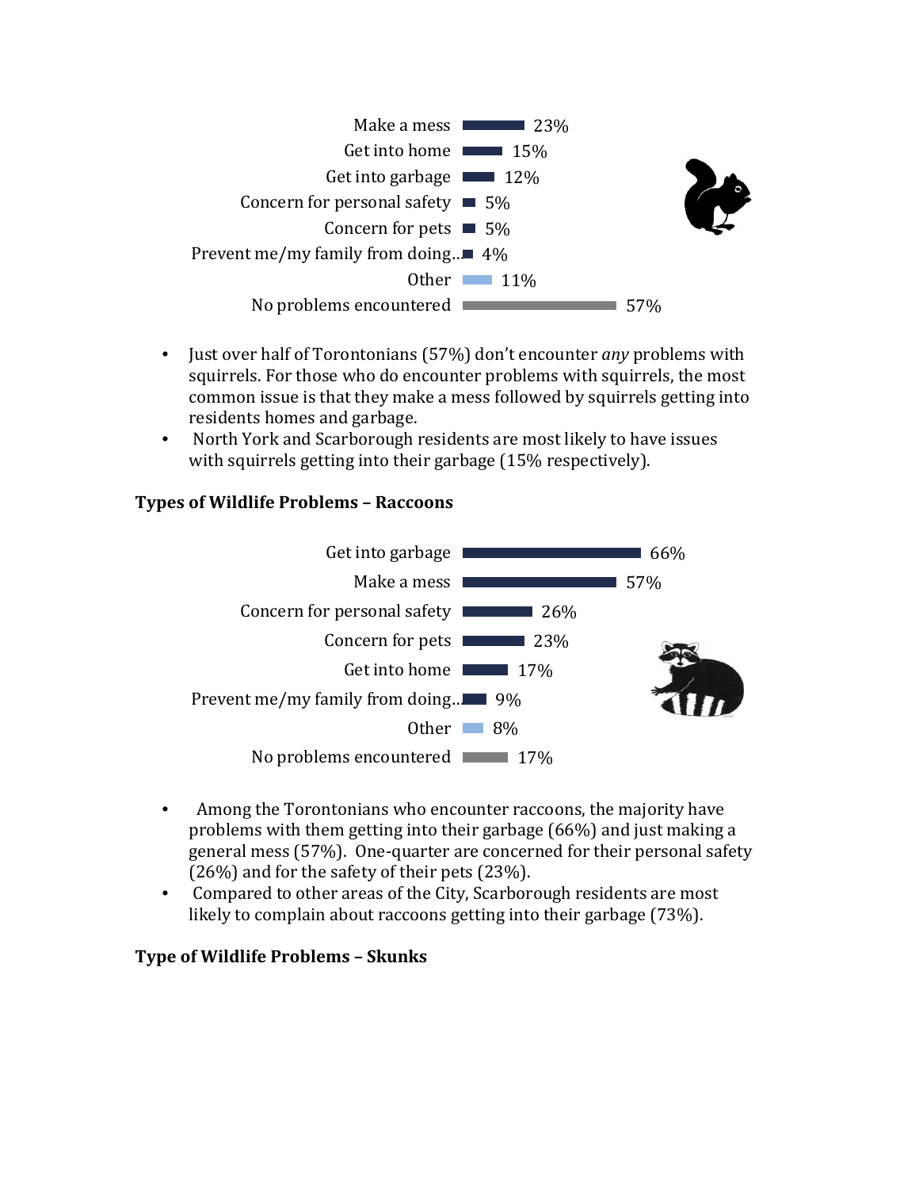| Squirrel problem | % |
|---|---|
| Make a mess | 23% |
| Get into home | 15% |
| Get into garbage | 12% |
| Concern for personal safety | 5% |
| Concern for pets | 5% |
| Prevent me/my family from doing... | 4% |
| Other | 11% |
| No problems encountered | 57% |

- Just over half of Torontonians (57%) don't encounter *any* problems with squirrels. For those who do encounter problems with squirrels, the most common issue is that they make a mess followed by squirrels getting into residents homes and garbage.
- North York and Scarborough residents are most likely to have issues with squirrels getting into their garbage (15% respectively).

**Types of Wildlife Problems – Raccoons**

| Raccoon problem | % |
|---|---|
| Get into garbage | 66% |
| Make a mess | 57% |
| Concern for personal safety | 26% |
| Concern for pets | 23% |
| Get into home | 17% |
| Prevent me/my family from doing... | 9% |
| Other | 8% |
| No problems encountered | 17% |

- Among the Torontonians who encounter raccoons, the majority have problems with them getting into their garbage (66%) and just making a general mess (57%). One-quarter are concerned for their personal safety (26%) and for the safety of their pets (23%).
- Compared to other areas of the City, Scarborough residents are most likely to complain about raccoons getting into their garbage (73%).

**Type of Wildlife Problems – Skunks**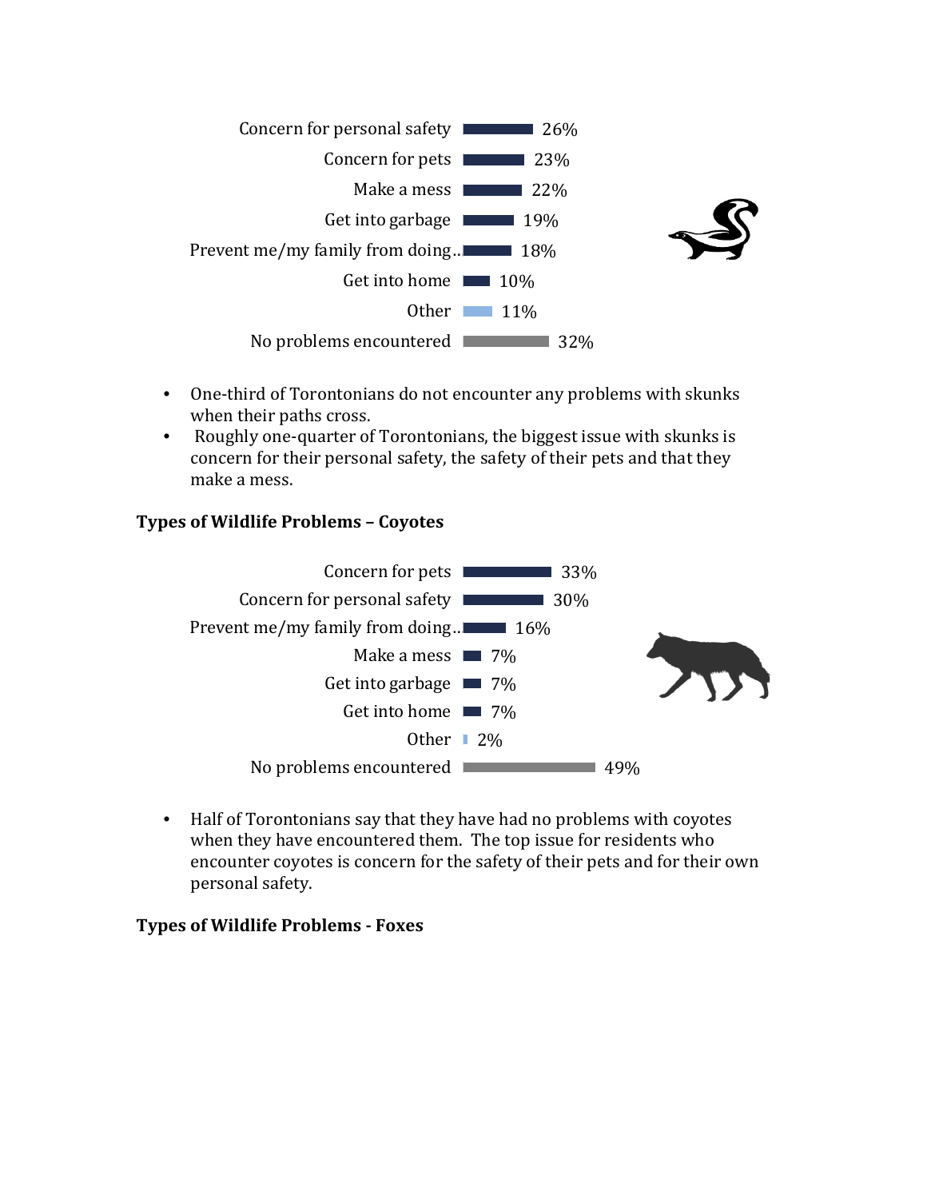| Skunks | |
|---|---|
| Concern for personal safety | 26% |
| Concern for pets | 23% |
| Make a mess | 22% |
| Get into garbage | 19% |
| Prevent me/my family from doing… | 18% |
| Get into home | 10% |
| Other | 11% |
| No problems encountered | 32% |

- One-third of Torontonians do not encounter any problems with skunks when their paths cross.
- Roughly one-quarter of Torontonians, the biggest issue with skunks is concern for their personal safety, the safety of their pets and that they make a mess.

### Types of Wildlife Problems – Coyotes

| Coyotes | |
|---|---|
| Concern for pets | 33% |
| Concern for personal safety | 30% |
| Prevent me/my family from doing… | 16% |
| Make a mess | 7% |
| Get into garbage | 7% |
| Get into home | 7% |
| Other | 2% |
| No problems encountered | 49% |

- Half of Torontonians say that they have had no problems with coyotes when they have encountered them. The top issue for residents who encounter coyotes is concern for the safety of their pets and for their own personal safety.

### Types of Wildlife Problems - Foxes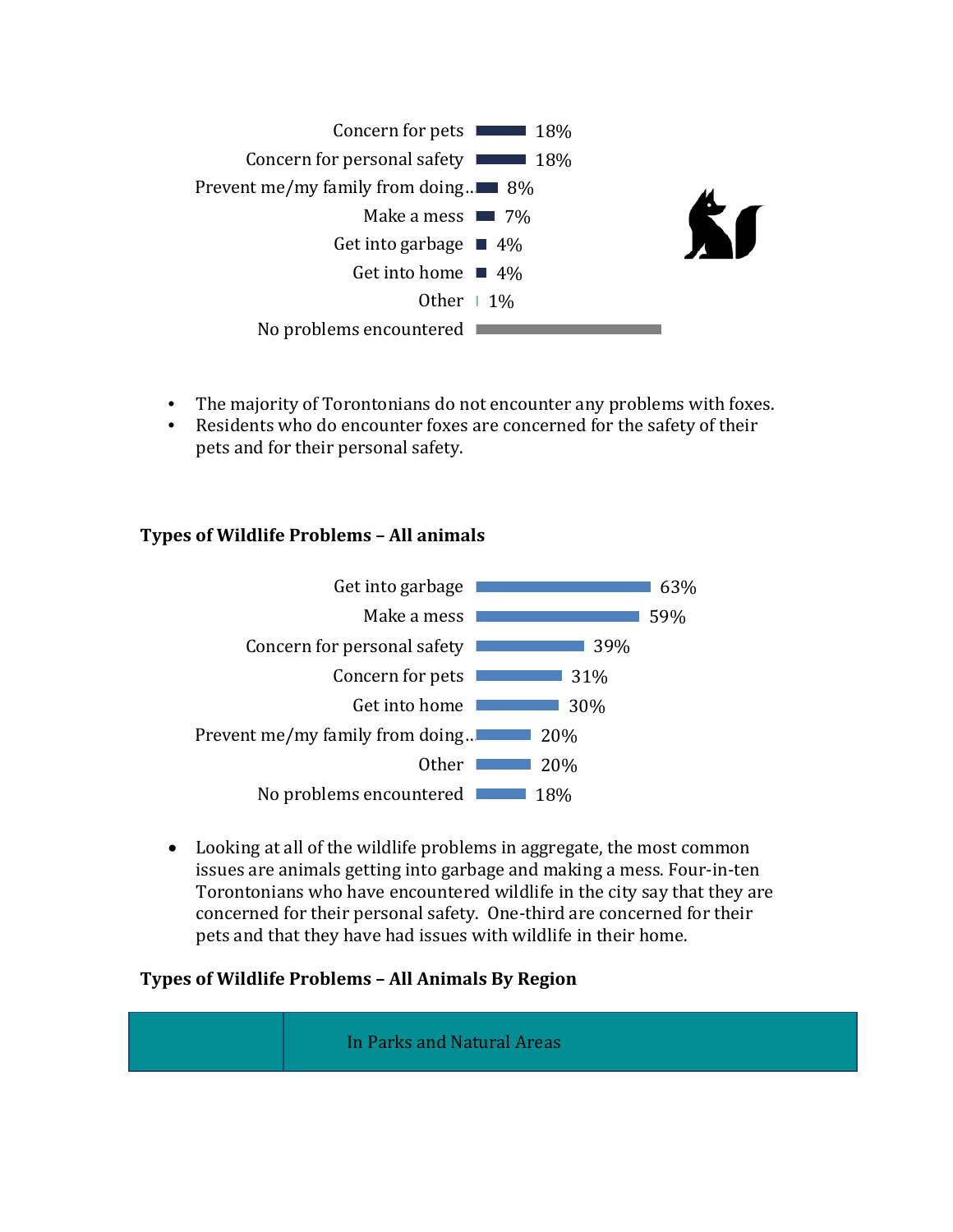| Problem | Percentage |
|---|---|
| Concern for pets | 18% |
| Concern for personal safety | 18% |
| Prevent me/my family from doing… | 8% |
| Make a mess | 7% |
| Get into garbage | 4% |
| Get into home | 4% |
| Other | 1% |
| No problems encountered | |

- The majority of Torontonians do not encounter any problems with foxes.
- Residents who do encounter foxes are concerned for the safety of their pets and for their personal safety.

**Types of Wildlife Problems – All animals**

| Problem | Percentage |
|---|---|
| Get into garbage | 63% |
| Make a mess | 59% |
| Concern for personal safety | 39% |
| Concern for pets | 31% |
| Get into home | 30% |
| Prevent me/my family from doing… | 20% |
| Other | 20% |
| No problems encountered | 18% |

- Looking at all of the wildlife problems in aggregate, the most common issues are animals getting into garbage and making a mess. Four-in-ten Torontonians who have encountered wildlife in the city say that they are concerned for their personal safety. One-third are concerned for their pets and that they have had issues with wildlife in their home.

**Types of Wildlife Problems – All Animals By Region**

| | In Parks and Natural Areas |
|---|---|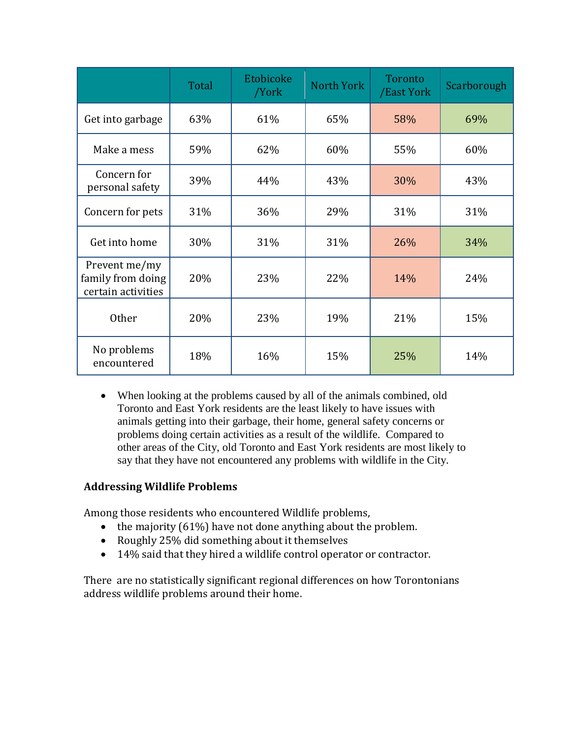| | Total | Etobicoke /York | North York | Toronto /East York | Scarborough |
|---|---|---|---|---|---|
| Get into garbage | 63% | 61% | 65% | 58% | 69% |
| Make a mess | 59% | 62% | 60% | 55% | 60% |
| Concern for personal safety | 39% | 44% | 43% | 30% | 43% |
| Concern for pets | 31% | 36% | 29% | 31% | 31% |
| Get into home | 30% | 31% | 31% | 26% | 34% |
| Prevent me/my family from doing certain activities | 20% | 23% | 22% | 14% | 24% |
| Other | 20% | 23% | 19% | 21% | 15% |
| No problems encountered | 18% | 16% | 15% | 25% | 14% |

- When looking at the problems caused by all of the animals combined, old Toronto and East York residents are the least likely to have issues with animals getting into their garbage, their home, general safety concerns or problems doing certain activities as a result of the wildlife. Compared to other areas of the City, old Toronto and East York residents are most likely to say that they have not encountered any problems with wildlife in the City.

**Addressing Wildlife Problems**

Among those residents who encountered Wildlife problems,

- the majority (61%) have not done anything about the problem.
- Roughly 25% did something about it themselves
- 14% said that they hired a wildlife control operator or contractor.

There are no statistically significant regional differences on how Torontonians address wildlife problems around their home.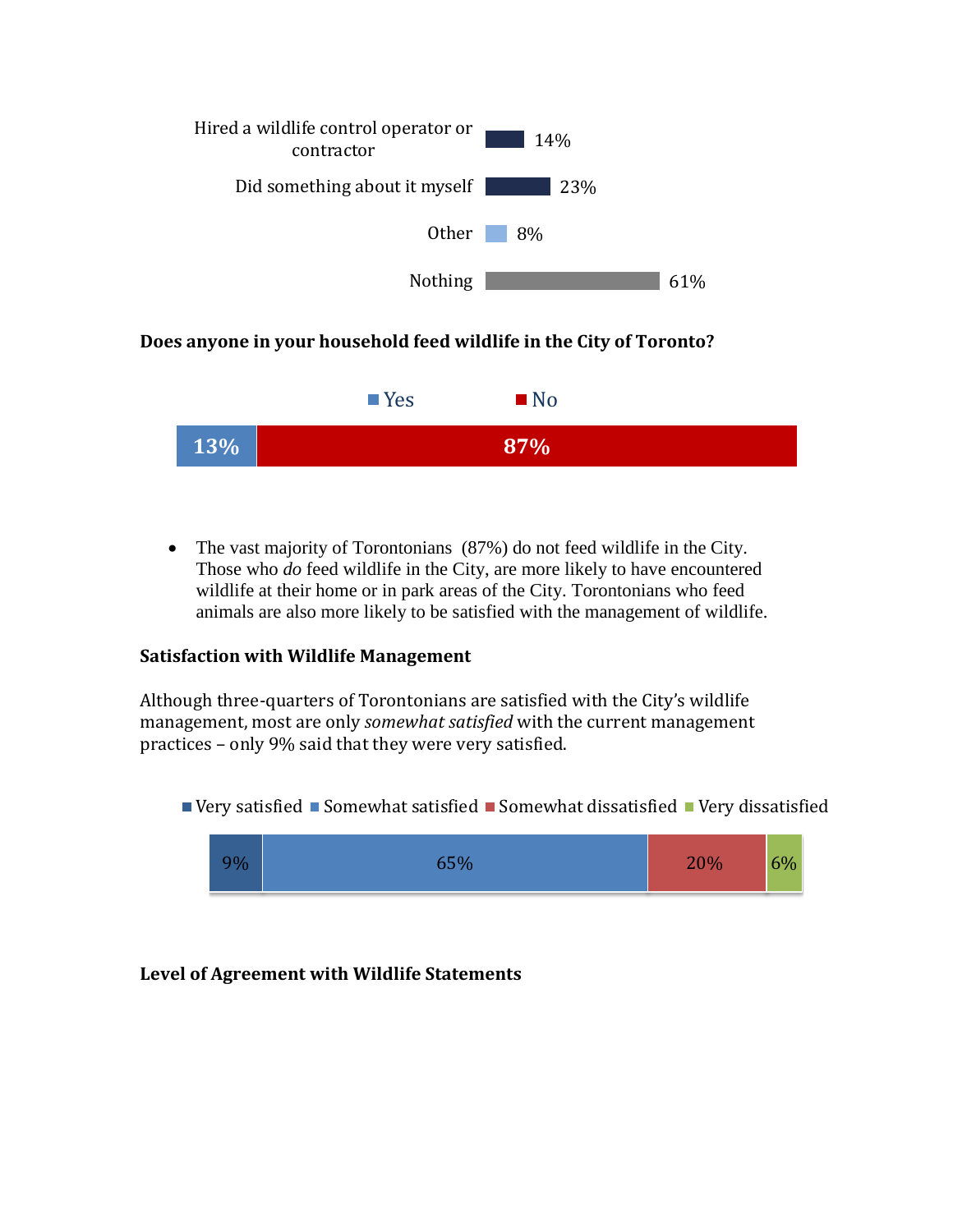| Response | Percentage |
| --- | --- |
| Hired a wildlife control operator or contractor | 14% |
| Did something about it myself | 23% |
| Other | 8% |
| Nothing | 61% |

**Does anyone in your household feed wildlife in the City of Toronto?**

| Yes | No |
| --- | --- |
| 13% | 87% |

- The vast majority of Torontonians (87%) do not feed wildlife in the City. Those who *do* feed wildlife in the City, are more likely to have encountered wildlife at their home or in park areas of the City. Torontonians who feed animals are also more likely to be satisfied with the management of wildlife.

**Satisfaction with Wildlife Management**

Although three-quarters of Torontonians are satisfied with the City's wildlife management, most are only *somewhat satisfied* with the current management practices – only 9% said that they were very satisfied.

| Very satisfied | Somewhat satisfied | Somewhat dissatisfied | Very dissatisfied |
| --- | --- | --- | --- |
| 9% | 65% | 20% | 6% |

**Level of Agreement with Wildlife Statements**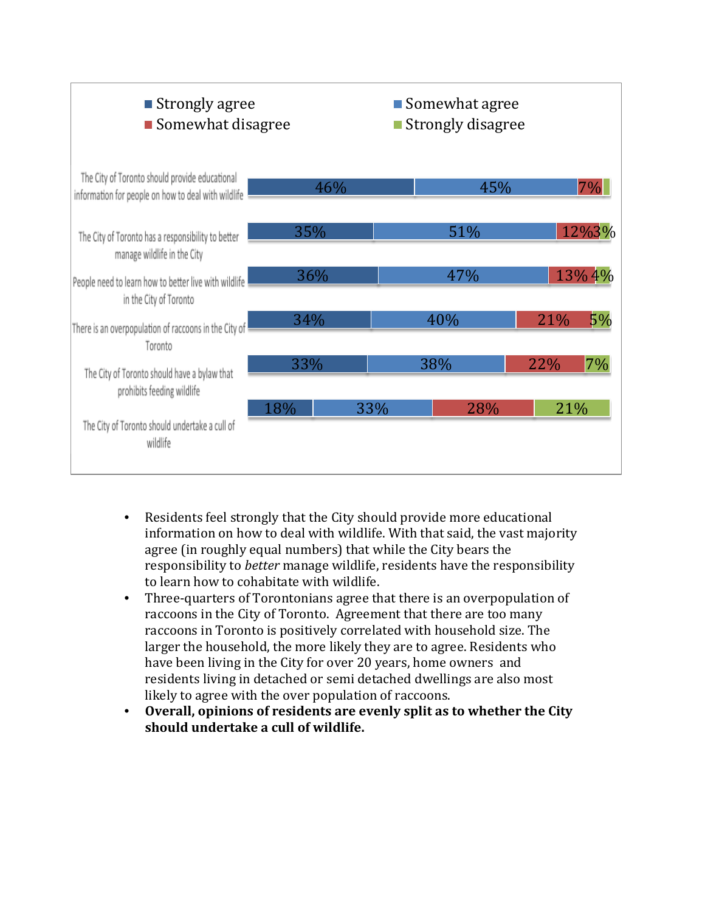Strongly agree
Somewhat agree
Somewhat disagree
Strongly disagree

The City of Toronto should provide educational information for people on how to deal with wildlife
46% 45% 7%

The City of Toronto has a responsibility to better manage wildlife in the City
35% 51% 12% 3%

People need to learn how to better live with wildlife in the City of Toronto
36% 47% 13% 4%

There is an overpopulation of raccoons in the City of Toronto
34% 40% 21% 5%

The City of Toronto should have a bylaw that prohibits feeding wildlife
33% 38% 22% 7%

The City of Toronto should undertake a cull of wildlife
18% 33% 28% 21%

- Residents feel strongly that the City should provide more educational information on how to deal with wildlife. With that said, the vast majority agree (in roughly equal numbers) that while the City bears the responsibility to *better* manage wildlife, residents have the responsibility to learn how to cohabitate with wildlife.
- Three-quarters of Torontonians agree that there is an overpopulation of raccoons in the City of Toronto. Agreement that there are too many raccoons in Toronto is positively correlated with household size. The larger the household, the more likely they are to agree. Residents who have been living in the City for over 20 years, home owners and residents living in detached or semi detached dwellings are also most likely to agree with the over population of raccoons.
- **Overall, opinions of residents are evenly split as to whether the City should undertake a cull of wildlife.**